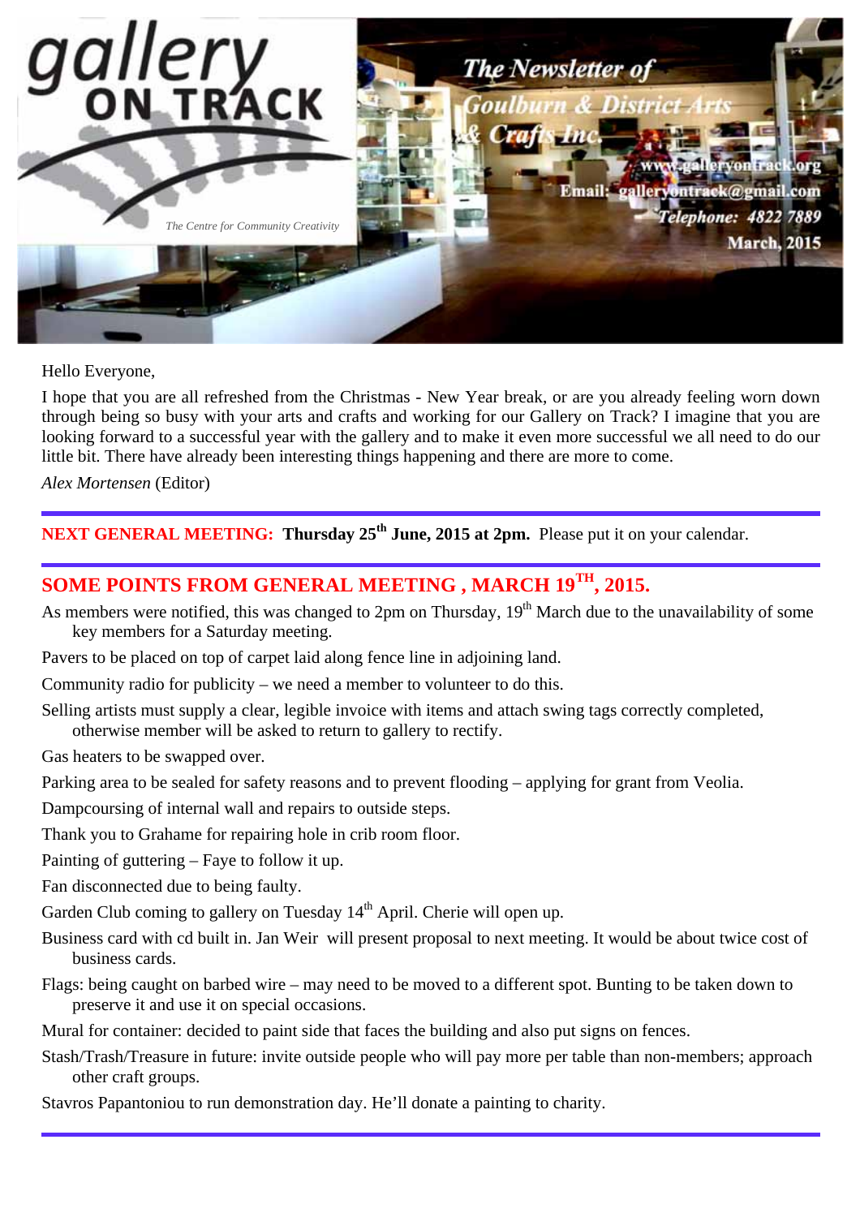# gallery ON TRACK

*The Centre for Community Creativity*

**The Newsletter of Goulburn & District Arts & Crafts Inc.**

www.galleryontrack.org

Email: galleryontrack@gmail.com

Telephone: 4822 7889

March, 2015

Hello Everyone,

I hope that you are all refreshed from the Christmas - New Year break, or are you already feeling worn down through being so busy with your arts and crafts and working for our Gallery on Track? I imagine that you are looking forward to a successful year with the gallery and to make it even more successful we all need to do our little bit. There have already been interesting things happening and there are more to come.

*Alex Mortensen* (Editor)

---

**NEXT GENERAL MEETING: Thursday 25th June, 2015 at 2pm.** Please put it on your calendar.

---

## SOME POINTS FROM GENERAL MEETING , MARCH 19TH, 2015.

As members were notified, this was changed to 2pm on Thursday, 19th March due to the unavailability of some key members for a Saturday meeting.

Pavers to be placed on top of carpet laid along fence line in adjoining land.

Community radio for publicity – we need a member to volunteer to do this.

Selling artists must supply a clear, legible invoice with items and attach swing tags correctly completed, otherwise member will be asked to return to gallery to rectify.

Gas heaters to be swapped over.

Parking area to be sealed for safety reasons and to prevent flooding – applying for grant from Veolia.

Dampcoursing of internal wall and repairs to outside steps.

Thank you to Grahame for repairing hole in crib room floor.

Painting of guttering – Faye to follow it up.

Fan disconnected due to being faulty.

Garden Club coming to gallery on Tuesday 14th April. Cherie will open up.

Business card with cd built in. Jan Weir will present proposal to next meeting. It would be about twice cost of business cards.

Flags: being caught on barbed wire – may need to be moved to a different spot. Bunting to be taken down to preserve it and use it on special occasions.

Mural for container: decided to paint side that faces the building and also put signs on fences.

Stash/Trash/Treasure in future: invite outside people who will pay more per table than non-members; approach other craft groups.

Stavros Papantoniou to run demonstration day. He'll donate a painting to charity.

---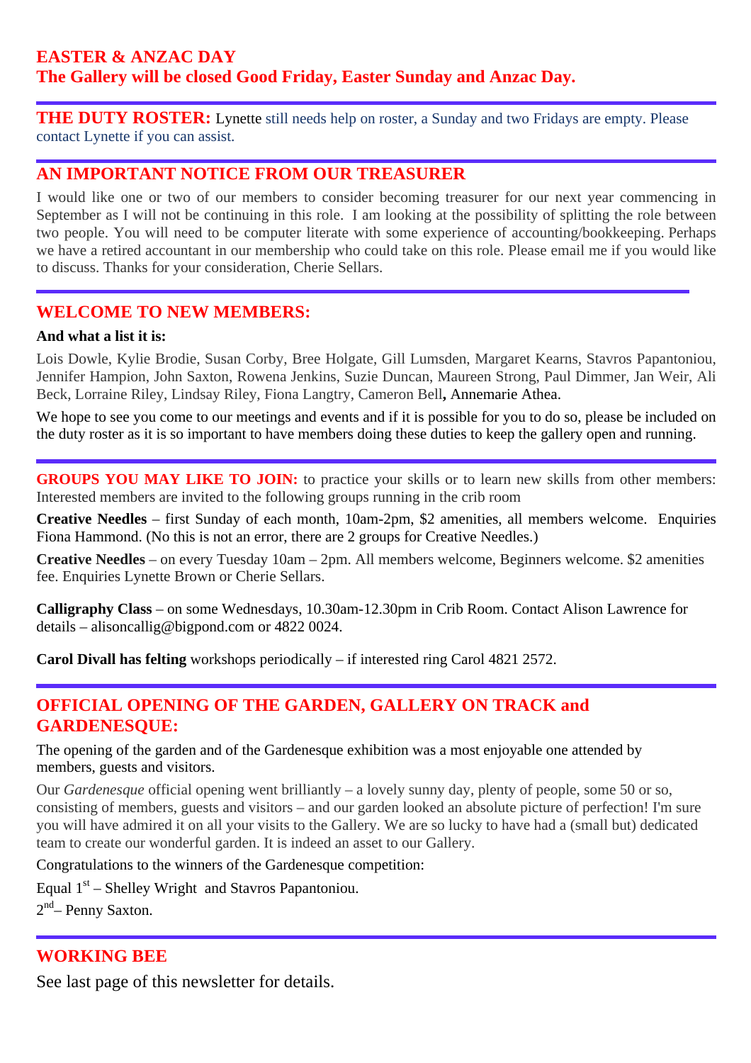## EASTER & ANZAC DAY

**The Gallery will be closed Good Friday, Easter Sunday and Anzac Day.**

---

**THE DUTY ROSTER:** Lynette still needs help on roster, a Sunday and two Fridays are empty. Please contact Lynette if you can assist.

---

## AN IMPORTANT NOTICE FROM OUR TREASURER

I would like one or two of our members to consider becoming treasurer for our next year commencing in September as I will not be continuing in this role. I am looking at the possibility of splitting the role between two people. You will need to be computer literate with some experience of accounting/bookkeeping. Perhaps we have a retired accountant in our membership who could take on this role. Please email me if you would like to discuss. Thanks for your consideration, Cherie Sellars.

---

## WELCOME TO NEW MEMBERS:

**And what a list it is:**

Lois Dowle, Kylie Brodie, Susan Corby, Bree Holgate, Gill Lumsden, Margaret Kearns, Stavros Papantoniou, Jennifer Hampion, John Saxton, Rowena Jenkins, Suzie Duncan, Maureen Strong, Paul Dimmer, Jan Weir, Ali Beck, Lorraine Riley, Lindsay Riley, Fiona Langtry, Cameron Bell**,** Annemarie Athea.

We hope to see you come to our meetings and events and if it is possible for you to do so, please be included on the duty roster as it is so important to have members doing these duties to keep the gallery open and running.

---

**GROUPS YOU MAY LIKE TO JOIN:** to practice your skills or to learn new skills from other members: Interested members are invited to the following groups running in the crib room

**Creative Needles** – first Sunday of each month, 10am-2pm, $2 amenities, all members welcome. Enquiries Fiona Hammond. (No this is not an error, there are 2 groups for Creative Needles.)

**Creative Needles** – on every Tuesday 10am – 2pm. All members welcome, Beginners welcome. $2 amenities fee. Enquiries Lynette Brown or Cherie Sellars.

**Calligraphy Class** – on some Wednesdays, 10.30am-12.30pm in Crib Room. Contact Alison Lawrence for details – alisoncallig@bigpond.com or 4822 0024.

**Carol Divall has felting** workshops periodically – if interested ring Carol 4821 2572.

---

## OFFICIAL OPENING OF THE GARDEN, GALLERY ON TRACK and GARDENESQUE:

The opening of the garden and of the Gardenesque exhibition was a most enjoyable one attended by members, guests and visitors.

Our *Gardenesque* official opening went brilliantly – a lovely sunny day, plenty of people, some 50 or so, consisting of members, guests and visitors – and our garden looked an absolute picture of perfection! I'm sure you will have admired it on all your visits to the Gallery. We are so lucky to have had a (small but) dedicated team to create our wonderful garden. It is indeed an asset to our Gallery.

Congratulations to the winners of the Gardenesque competition:

Equal 1st – Shelley Wright and Stavros Papantoniou.

2nd– Penny Saxton.

---

## WORKING BEE

See last page of this newsletter for details.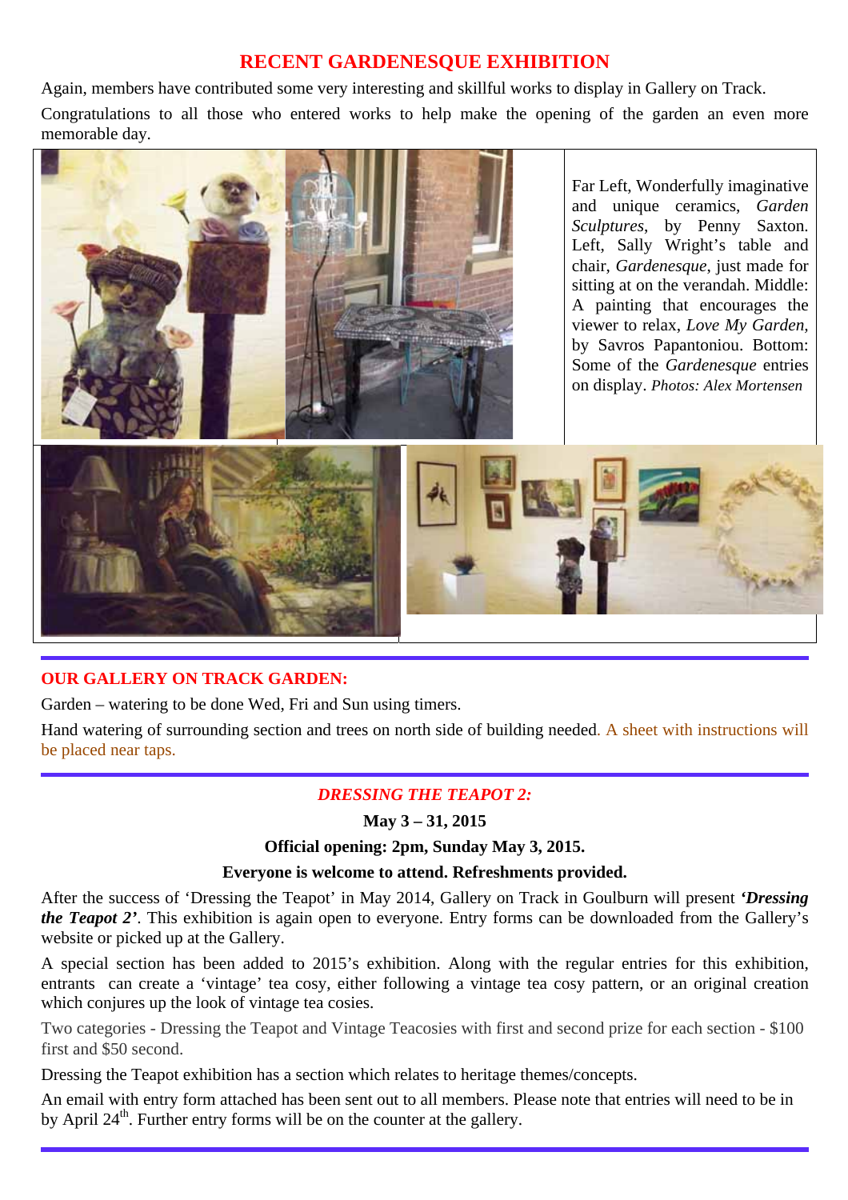## RECENT GARDENESQUE EXHIBITION

Again, members have contributed some very interesting and skillful works to display in Gallery on Track.

Congratulations to all those who entered works to help make the opening of the garden an even more memorable day.

Far Left, Wonderfully imaginative and unique ceramics, *Garden Sculptures*, by Penny Saxton. Left, Sally Wright's table and chair, *Gardenesque*, just made for sitting at on the verandah. Middle: A painting that encourages the viewer to relax, *Love My Garden*, by Savros Papantoniou. Bottom: Some of the *Gardenesque* entries on display. *Photos: Alex Mortensen*

## OUR GALLERY ON TRACK GARDEN:

Garden – watering to be done Wed, Fri and Sun using timers.

Hand watering of surrounding section and trees on north side of building needed. A sheet with instructions will be placed near taps.

## *DRESSING THE TEAPOT 2:*

**May 3 – 31, 2015**

**Official opening: 2pm, Sunday May 3, 2015.**

**Everyone is welcome to attend. Refreshments provided.**

After the success of 'Dressing the Teapot' in May 2014, Gallery on Track in Goulburn will present ***'Dressing the Teapot 2'***. This exhibition is again open to everyone. Entry forms can be downloaded from the Gallery's website or picked up at the Gallery.

A special section has been added to 2015's exhibition. Along with the regular entries for this exhibition, entrants can create a 'vintage' tea cosy, either following a vintage tea cosy pattern, or an original creation which conjures up the look of vintage tea cosies.

Two categories - Dressing the Teapot and Vintage Teacosies with first and second prize for each section - $100 first and $50 second.

Dressing the Teapot exhibition has a section which relates to heritage themes/concepts.

An email with entry form attached has been sent out to all members. Please note that entries will need to be in by April 24th. Further entry forms will be on the counter at the gallery.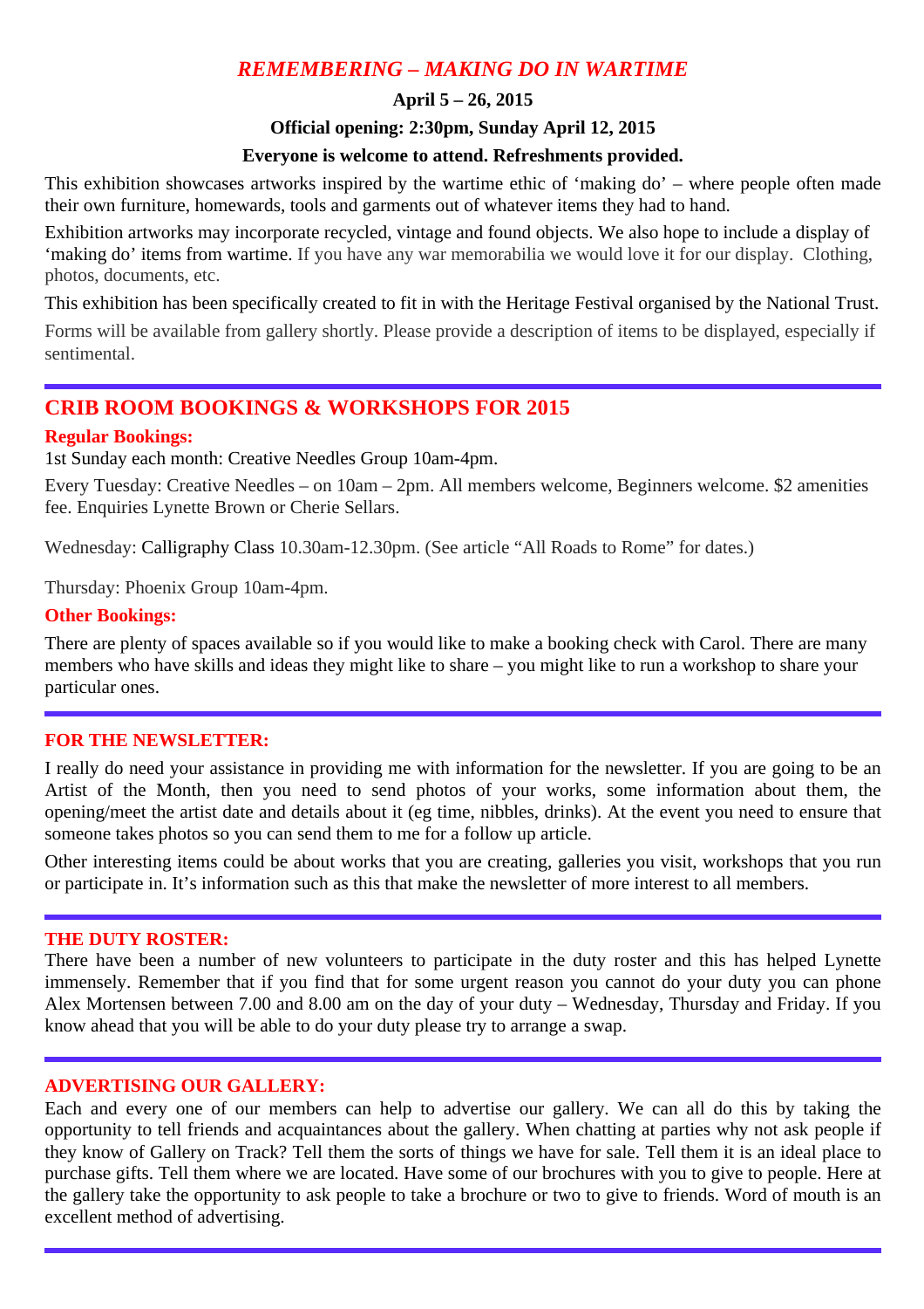## *REMEMBERING – MAKING DO IN WARTIME*

**April 5 – 26, 2015**

**Official opening: 2:30pm, Sunday April 12, 2015**

**Everyone is welcome to attend. Refreshments provided.**

This exhibition showcases artworks inspired by the wartime ethic of 'making do' – where people often made their own furniture, homewards, tools and garments out of whatever items they had to hand.

Exhibition artworks may incorporate recycled, vintage and found objects. We also hope to include a display of 'making do' items from wartime. If you have any war memorabilia we would love it for our display. Clothing, photos, documents, etc.

This exhibition has been specifically created to fit in with the Heritage Festival organised by the National Trust.

Forms will be available from gallery shortly. Please provide a description of items to be displayed, especially if sentimental.

---

## CRIB ROOM BOOKINGS & WORKSHOPS FOR 2015

**Regular Bookings:**

1st Sunday each month: Creative Needles Group 10am-4pm.

Every Tuesday: Creative Needles – on 10am – 2pm. All members welcome, Beginners welcome. $2 amenities fee. Enquiries Lynette Brown or Cherie Sellars.

Wednesday: Calligraphy Class 10.30am-12.30pm. (See article "All Roads to Rome" for dates.)

Thursday: Phoenix Group 10am-4pm.

**Other Bookings:**

There are plenty of spaces available so if you would like to make a booking check with Carol. There are many members who have skills and ideas they might like to share – you might like to run a workshop to share your particular ones.

---

### FOR THE NEWSLETTER:

I really do need your assistance in providing me with information for the newsletter. If you are going to be an Artist of the Month, then you need to send photos of your works, some information about them, the opening/meet the artist date and details about it (eg time, nibbles, drinks). At the event you need to ensure that someone takes photos so you can send them to me for a follow up article.

Other interesting items could be about works that you are creating, galleries you visit, workshops that you run or participate in. It's information such as this that make the newsletter of more interest to all members.

---

### THE DUTY ROSTER:

There have been a number of new volunteers to participate in the duty roster and this has helped Lynette immensely. Remember that if you find that for some urgent reason you cannot do your duty you can phone Alex Mortensen between 7.00 and 8.00 am on the day of your duty – Wednesday, Thursday and Friday. If you know ahead that you will be able to do your duty please try to arrange a swap.

---

### ADVERTISING OUR GALLERY:

Each and every one of our members can help to advertise our gallery. We can all do this by taking the opportunity to tell friends and acquaintances about the gallery. When chatting at parties why not ask people if they know of Gallery on Track? Tell them the sorts of things we have for sale. Tell them it is an ideal place to purchase gifts. Tell them where we are located. Have some of our brochures with you to give to people. Here at the gallery take the opportunity to ask people to take a brochure or two to give to friends. Word of mouth is an excellent method of advertising.

---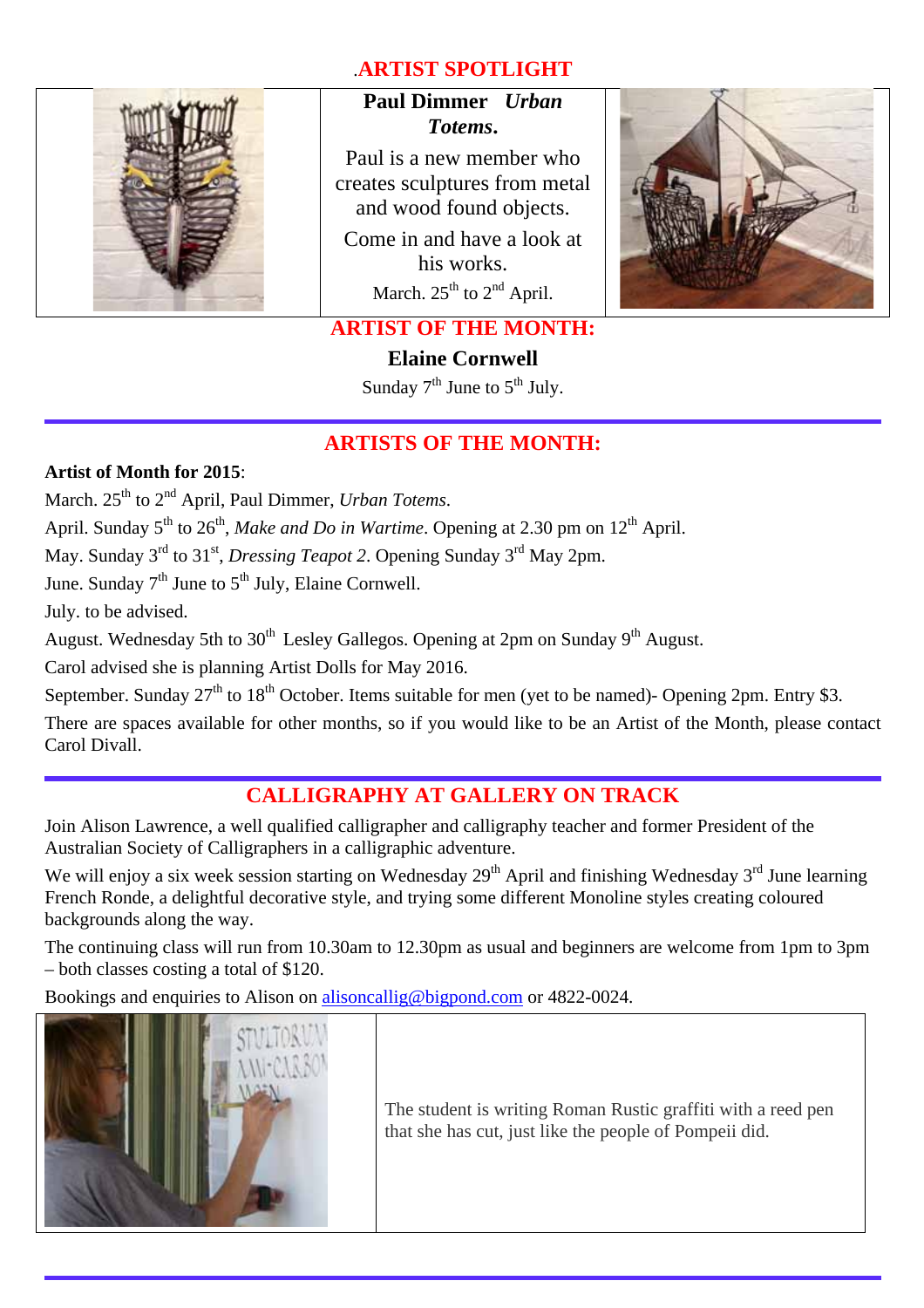## .ARTIST SPOTLIGHT

**Paul Dimmer** ***Urban Totems*.**

Paul is a new member who creates sculptures from metal and wood found objects.

Come in and have a look at his works.

March. 25th to 2nd April.

## ARTIST OF THE MONTH:

**Elaine Cornwell**

Sunday 7th June to 5th July.

---

## ARTISTS OF THE MONTH:

**Artist of Month for 2015**:

March. 25th to 2nd April, Paul Dimmer, *Urban Totems*.

April. Sunday 5th to 26th, *Make and Do in Wartime*. Opening at 2.30 pm on 12th April.

May. Sunday 3rd to 31st, *Dressing Teapot 2*. Opening Sunday 3rd May 2pm.

June. Sunday 7th June to 5th July, Elaine Cornwell.

July. to be advised.

August. Wednesday 5th to 30th Lesley Gallegos. Opening at 2pm on Sunday 9th August.

Carol advised she is planning Artist Dolls for May 2016.

September. Sunday 27th to 18th October. Items suitable for men (yet to be named)- Opening 2pm. Entry $3.

There are spaces available for other months, so if you would like to be an Artist of the Month, please contact Carol Divall.

---

## CALLIGRAPHY AT GALLERY ON TRACK

Join Alison Lawrence, a well qualified calligrapher and calligraphy teacher and former President of the Australian Society of Calligraphers in a calligraphic adventure.

We will enjoy a six week session starting on Wednesday 29th April and finishing Wednesday 3rd June learning French Ronde, a delightful decorative style, and trying some different Monoline styles creating coloured backgrounds along the way.

The continuing class will run from 10.30am to 12.30pm as usual and beginners are welcome from 1pm to 3pm – both classes costing a total of $120.

Bookings and enquiries to Alison on alisoncallig@bigpond.com or 4822-0024.

The student is writing Roman Rustic graffiti with a reed pen that she has cut, just like the people of Pompeii did.

---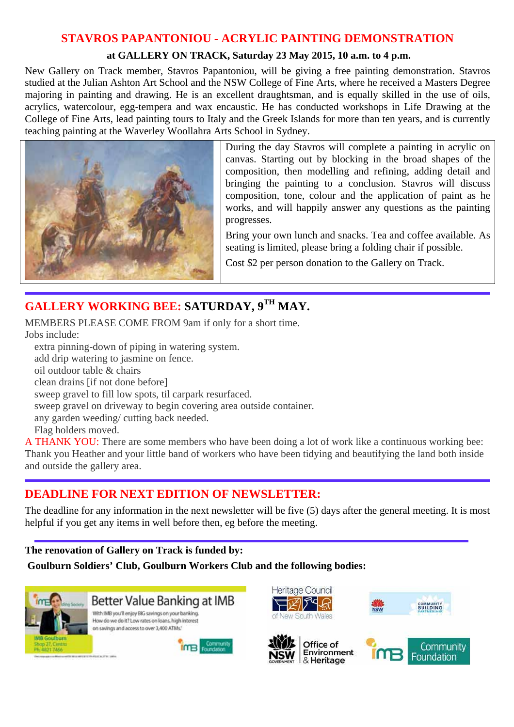## STAVROS PAPANTONIOU - ACRYLIC PAINTING DEMONSTRATION

**at GALLERY ON TRACK, Saturday 23 May 2015, 10 a.m. to 4 p.m.**

New Gallery on Track member, Stavros Papantoniou, will be giving a free painting demonstration. Stavros studied at the Julian Ashton Art School and the NSW College of Fine Arts, where he received a Masters Degree majoring in painting and drawing. He is an excellent draughtsman, and is equally skilled in the use of oils, acrylics, watercolour, egg-tempera and wax encaustic. He has conducted workshops in Life Drawing at the College of Fine Arts, lead painting tours to Italy and the Greek Islands for more than ten years, and is currently teaching painting at the Waverley Woollahra Arts School in Sydney.

During the day Stavros will complete a painting in acrylic on canvas. Starting out by blocking in the broad shapes of the composition, then modelling and refining, adding detail and bringing the painting to a conclusion. Stavros will discuss composition, tone, colour and the application of paint as he works, and will happily answer any questions as the painting progresses.

Bring your own lunch and snacks. Tea and coffee available. As seating is limited, please bring a folding chair if possible.

Cost $2 per person donation to the Gallery on Track.

## GALLERY WORKING BEE: SATURDAY, 9TH MAY.

MEMBERS PLEASE COME FROM 9am if only for a short time.

Jobs include:

- extra pinning-down of piping in watering system.
- add drip watering to jasmine on fence.
- oil outdoor table & chairs
- clean drains [if not done before]
- sweep gravel to fill low spots, til carpark resurfaced.
- sweep gravel on driveway to begin covering area outside container.
- any garden weeding/ cutting back needed.
- Flag holders moved.

A THANK YOU: There are some members who have been doing a lot of work like a continuous working bee: Thank you Heather and your little band of workers who have been tidying and beautifying the land both inside and outside the gallery area.

## DEADLINE FOR NEXT EDITION OF NEWSLETTER:

The deadline for any information in the next newsletter will be five (5) days after the general meeting. It is most helpful if you get any items in well before then, eg before the meeting.

**The renovation of Gallery on Track is funded by:**

**Goulburn Soldiers' Club, Goulburn Workers Club and the following bodies:**

Better Value Banking at IMB

With IMB you'll enjoy BIG savings on your banking. How do we do it? Low rates on loans, high interest on savings and access to over 3,400 ATMs.

IMB Goulburn
Shop 27, Centro
Ph. 4821 7466

IMB Community Foundation

Heritage Council of New South Wales

NSW Community Building Partnership

NSW Government Office of Environment & Heritage

IMB Community Foundation